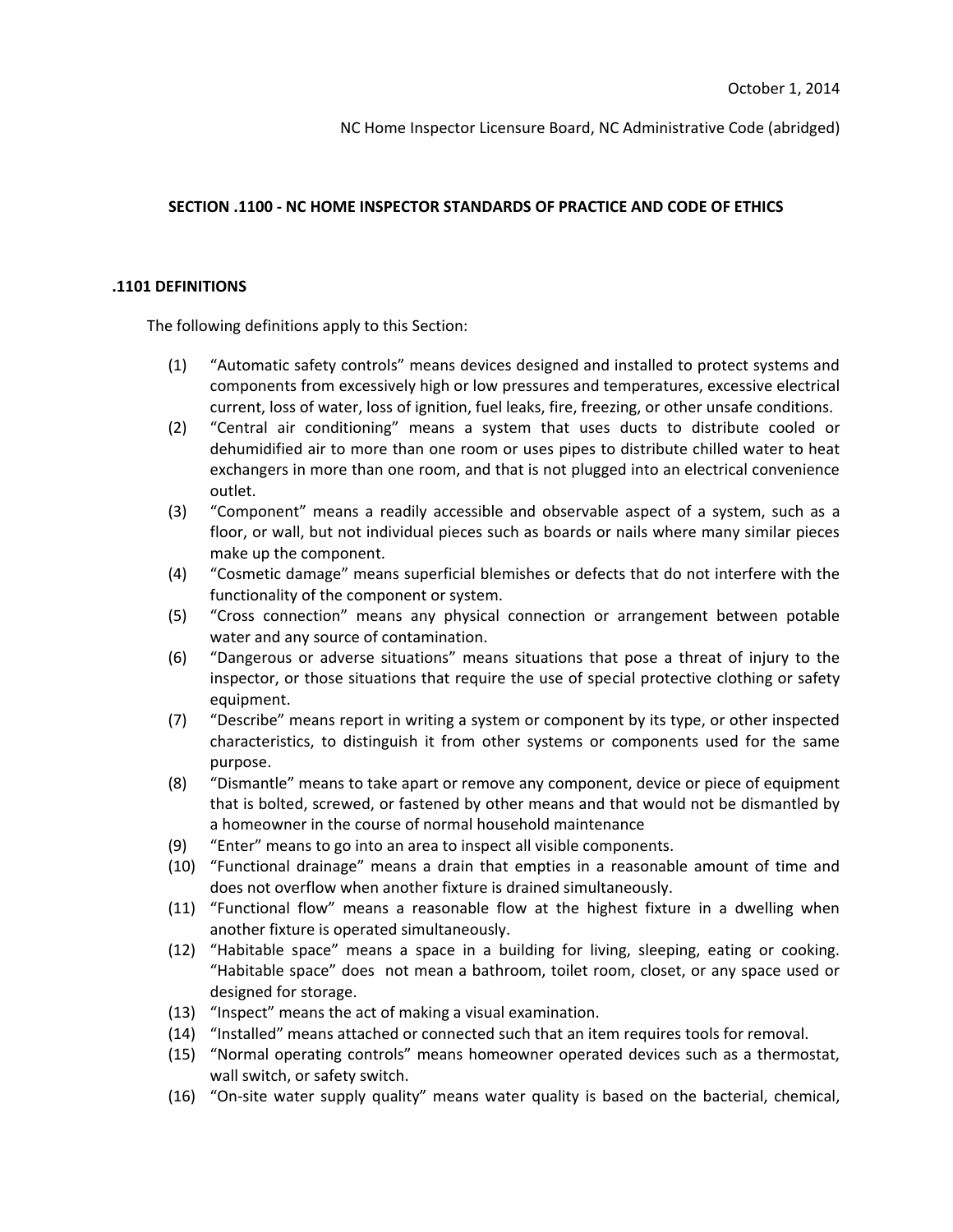October 1, 2014

NC Home Inspector Licensure Board, NC Administrative Code (abridged)

## SECTION .1100 - NC HOME INSPECTOR STANDARDS OF PRACTICE AND CODE OF ETHICS

### .1101 DEFINITIONS

The following definitions apply to this Section:

(1) "Automatic safety controls" means devices designed and installed to protect systems and components from excessively high or low pressures and temperatures, excessive electrical current, loss of water, loss of ignition, fuel leaks, fire, freezing, or other unsafe conditions.

(2) "Central air conditioning" means a system that uses ducts to distribute cooled or dehumidified air to more than one room or uses pipes to distribute chilled water to heat exchangers in more than one room, and that is not plugged into an electrical convenience outlet.

(3) "Component" means a readily accessible and observable aspect of a system, such as a floor, or wall, but not individual pieces such as boards or nails where many similar pieces make up the component.

(4) "Cosmetic damage" means superficial blemishes or defects that do not interfere with the functionality of the component or system.

(5) "Cross connection" means any physical connection or arrangement between potable water and any source of contamination.

(6) "Dangerous or adverse situations" means situations that pose a threat of injury to the inspector, or those situations that require the use of special protective clothing or safety equipment.

(7) "Describe" means report in writing a system or component by its type, or other inspected characteristics, to distinguish it from other systems or components used for the same purpose.

(8) "Dismantle" means to take apart or remove any component, device or piece of equipment that is bolted, screwed, or fastened by other means and that would not be dismantled by a homeowner in the course of normal household maintenance

(9) "Enter" means to go into an area to inspect all visible components.

(10) "Functional drainage" means a drain that empties in a reasonable amount of time and does not overflow when another fixture is drained simultaneously.

(11) "Functional flow" means a reasonable flow at the highest fixture in a dwelling when another fixture is operated simultaneously.

(12) "Habitable space" means a space in a building for living, sleeping, eating or cooking. "Habitable space" does not mean a bathroom, toilet room, closet, or any space used or designed for storage.

(13) "Inspect" means the act of making a visual examination.

(14) "Installed" means attached or connected such that an item requires tools for removal.

(15) "Normal operating controls" means homeowner operated devices such as a thermostat, wall switch, or safety switch.

(16) "On-site water supply quality" means water quality is based on the bacterial, chemical,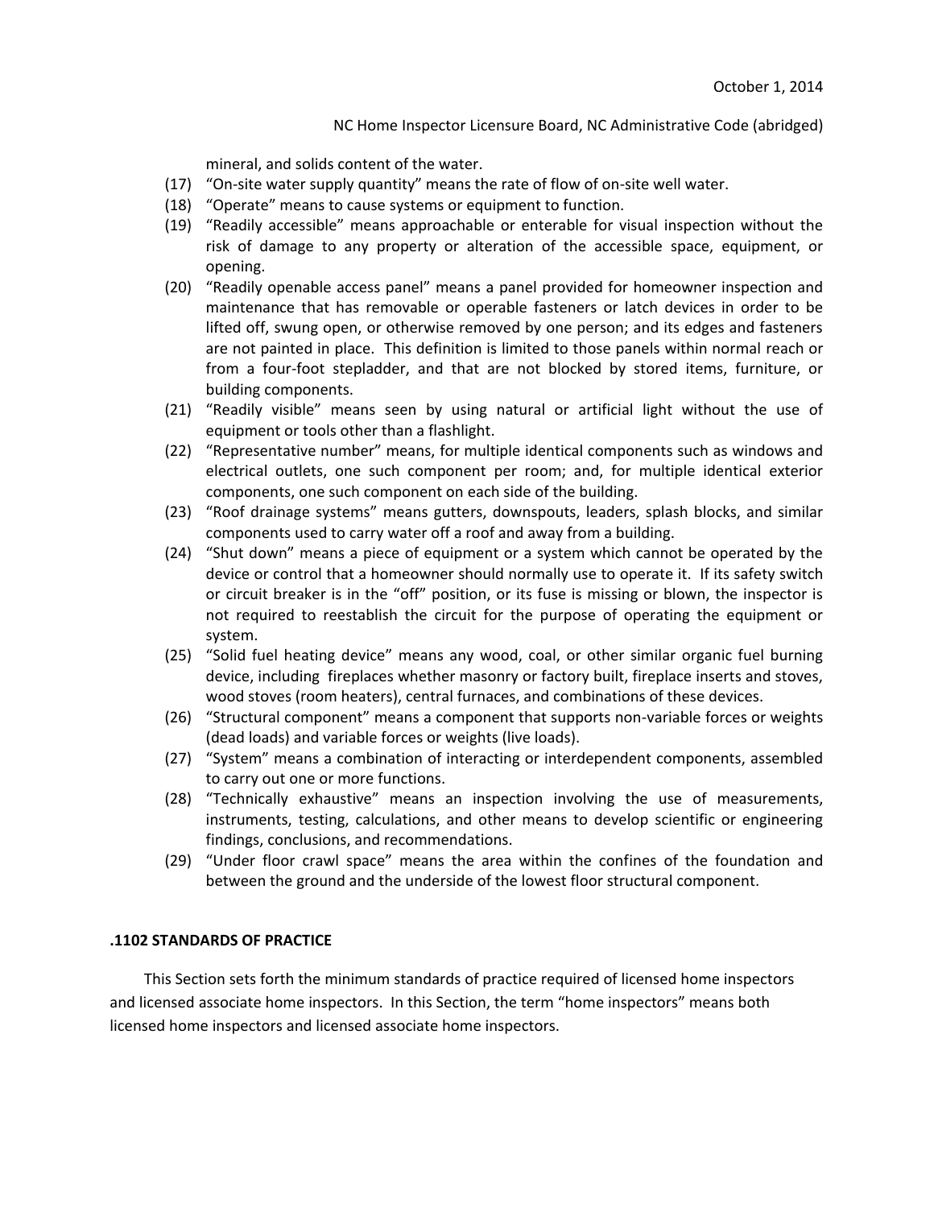mineral, and solids content of the water.

(17) "On-site water supply quantity" means the rate of flow of on-site well water.

(18) "Operate" means to cause systems or equipment to function.

(19) "Readily accessible" means approachable or enterable for visual inspection without the risk of damage to any property or alteration of the accessible space, equipment, or opening.

(20) "Readily openable access panel" means a panel provided for homeowner inspection and maintenance that has removable or operable fasteners or latch devices in order to be lifted off, swung open, or otherwise removed by one person; and its edges and fasteners are not painted in place. This definition is limited to those panels within normal reach or from a four-foot stepladder, and that are not blocked by stored items, furniture, or building components.

(21) "Readily visible" means seen by using natural or artificial light without the use of equipment or tools other than a flashlight.

(22) "Representative number" means, for multiple identical components such as windows and electrical outlets, one such component per room; and, for multiple identical exterior components, one such component on each side of the building.

(23) "Roof drainage systems" means gutters, downspouts, leaders, splash blocks, and similar components used to carry water off a roof and away from a building.

(24) "Shut down" means a piece of equipment or a system which cannot be operated by the device or control that a homeowner should normally use to operate it. If its safety switch or circuit breaker is in the "off" position, or its fuse is missing or blown, the inspector is not required to reestablish the circuit for the purpose of operating the equipment or system.

(25) "Solid fuel heating device" means any wood, coal, or other similar organic fuel burning device, including fireplaces whether masonry or factory built, fireplace inserts and stoves, wood stoves (room heaters), central furnaces, and combinations of these devices.

(26) "Structural component" means a component that supports non-variable forces or weights (dead loads) and variable forces or weights (live loads).

(27) "System" means a combination of interacting or interdependent components, assembled to carry out one or more functions.

(28) "Technically exhaustive" means an inspection involving the use of measurements, instruments, testing, calculations, and other means to develop scientific or engineering findings, conclusions, and recommendations.

(29) "Under floor crawl space" means the area within the confines of the foundation and between the ground and the underside of the lowest floor structural component.

## .1102 STANDARDS OF PRACTICE

This Section sets forth the minimum standards of practice required of licensed home inspectors and licensed associate home inspectors. In this Section, the term "home inspectors" means both licensed home inspectors and licensed associate home inspectors.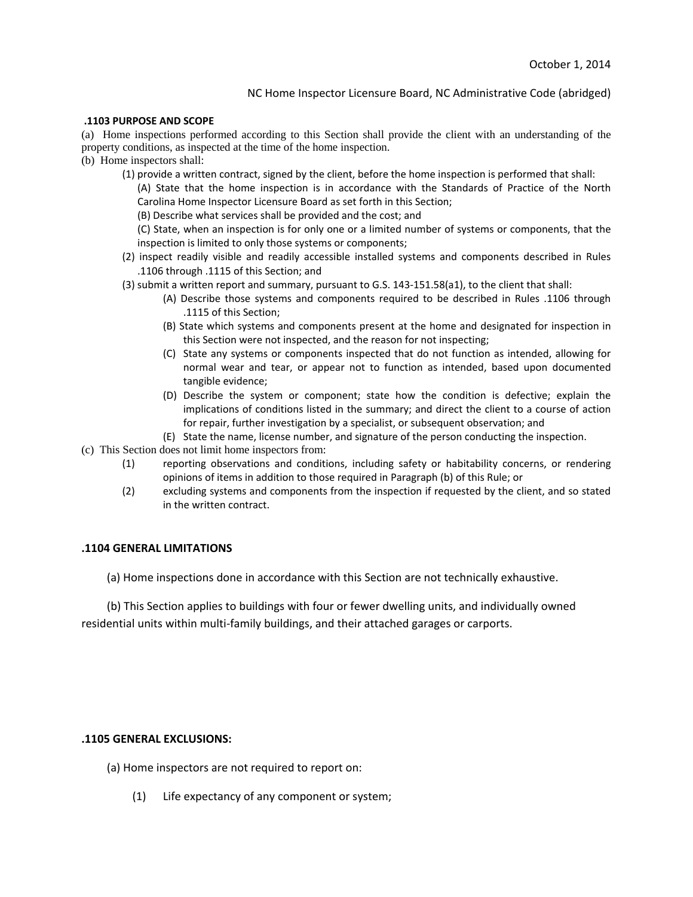October 1, 2014

NC Home Inspector Licensure Board, NC Administrative Code (abridged)

**.1103 PURPOSE AND SCOPE**

(a) Home inspections performed according to this Section shall provide the client with an understanding of the property conditions, as inspected at the time of the home inspection.

(b) Home inspectors shall:

- (1) provide a written contract, signed by the client, before the home inspection is performed that shall:
  - (A) State that the home inspection is in accordance with the Standards of Practice of the North Carolina Home Inspector Licensure Board as set forth in this Section;
  - (B) Describe what services shall be provided and the cost; and
  - (C) State, when an inspection is for only one or a limited number of systems or components, that the inspection is limited to only those systems or components;
- (2) inspect readily visible and readily accessible installed systems and components described in Rules .1106 through .1115 of this Section; and
- (3) submit a written report and summary, pursuant to G.S. 143-151.58(a1), to the client that shall:
  - (A) Describe those systems and components required to be described in Rules .1106 through .1115 of this Section;
  - (B) State which systems and components present at the home and designated for inspection in this Section were not inspected, and the reason for not inspecting;
  - (C) State any systems or components inspected that do not function as intended, allowing for normal wear and tear, or appear not to function as intended, based upon documented tangible evidence;
  - (D) Describe the system or component; state how the condition is defective; explain the implications of conditions listed in the summary; and direct the client to a course of action for repair, further investigation by a specialist, or subsequent observation; and
  - (E) State the name, license number, and signature of the person conducting the inspection.

(c) This Section does not limit home inspectors from:

- (1) reporting observations and conditions, including safety or habitability concerns, or rendering opinions of items in addition to those required in Paragraph (b) of this Rule; or
- (2) excluding systems and components from the inspection if requested by the client, and so stated in the written contract.

## .1104 GENERAL LIMITATIONS

(a) Home inspections done in accordance with this Section are not technically exhaustive.

(b) This Section applies to buildings with four or fewer dwelling units, and individually owned residential units within multi-family buildings, and their attached garages or carports.

## .1105 GENERAL EXCLUSIONS:

(a) Home inspectors are not required to report on:

- (1) Life expectancy of any component or system;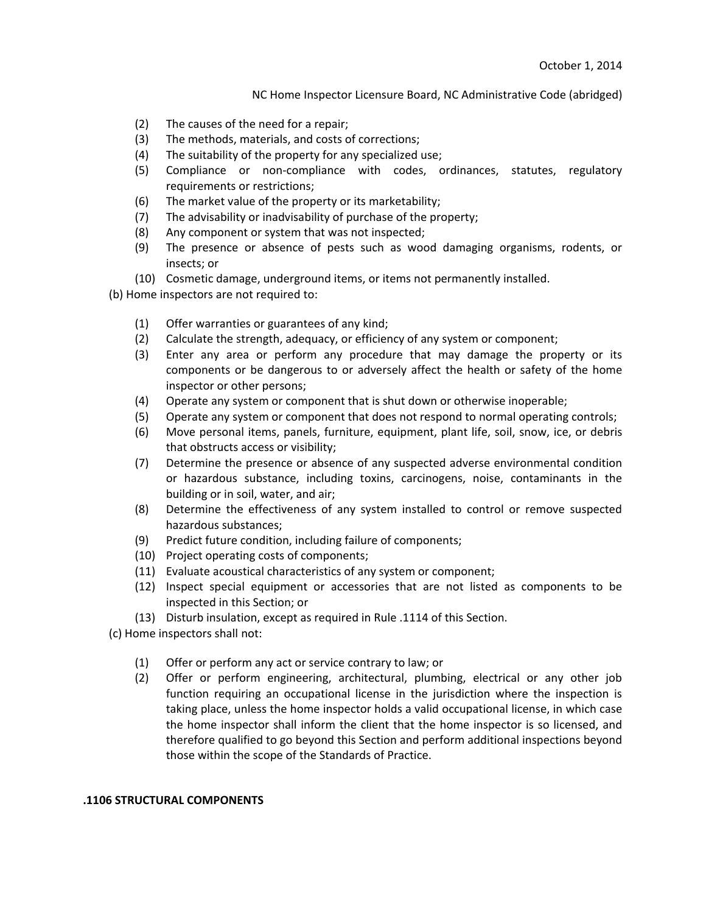(2) The causes of the need for a repair;
(3) The methods, materials, and costs of corrections;
(4) The suitability of the property for any specialized use;
(5) Compliance or non-compliance with codes, ordinances, statutes, regulatory requirements or restrictions;
(6) The market value of the property or its marketability;
(7) The advisability or inadvisability of purchase of the property;
(8) Any component or system that was not inspected;
(9) The presence or absence of pests such as wood damaging organisms, rodents, or insects; or
(10) Cosmetic damage, underground items, or items not permanently installed.

(b) Home inspectors are not required to:

(1) Offer warranties or guarantees of any kind;
(2) Calculate the strength, adequacy, or efficiency of any system or component;
(3) Enter any area or perform any procedure that may damage the property or its components or be dangerous to or adversely affect the health or safety of the home inspector or other persons;
(4) Operate any system or component that is shut down or otherwise inoperable;
(5) Operate any system or component that does not respond to normal operating controls;
(6) Move personal items, panels, furniture, equipment, plant life, soil, snow, ice, or debris that obstructs access or visibility;
(7) Determine the presence or absence of any suspected adverse environmental condition or hazardous substance, including toxins, carcinogens, noise, contaminants in the building or in soil, water, and air;
(8) Determine the effectiveness of any system installed to control or remove suspected hazardous substances;
(9) Predict future condition, including failure of components;
(10) Project operating costs of components;
(11) Evaluate acoustical characteristics of any system or component;
(12) Inspect special equipment or accessories that are not listed as components to be inspected in this Section; or
(13) Disturb insulation, except as required in Rule .1114 of this Section.

(c) Home inspectors shall not:

(1) Offer or perform any act or service contrary to law; or
(2) Offer or perform engineering, architectural, plumbing, electrical or any other job function requiring an occupational license in the jurisdiction where the inspection is taking place, unless the home inspector holds a valid occupational license, in which case the home inspector shall inform the client that the home inspector is so licensed, and therefore qualified to go beyond this Section and perform additional inspections beyond those within the scope of the Standards of Practice.

## .1106 STRUCTURAL COMPONENTS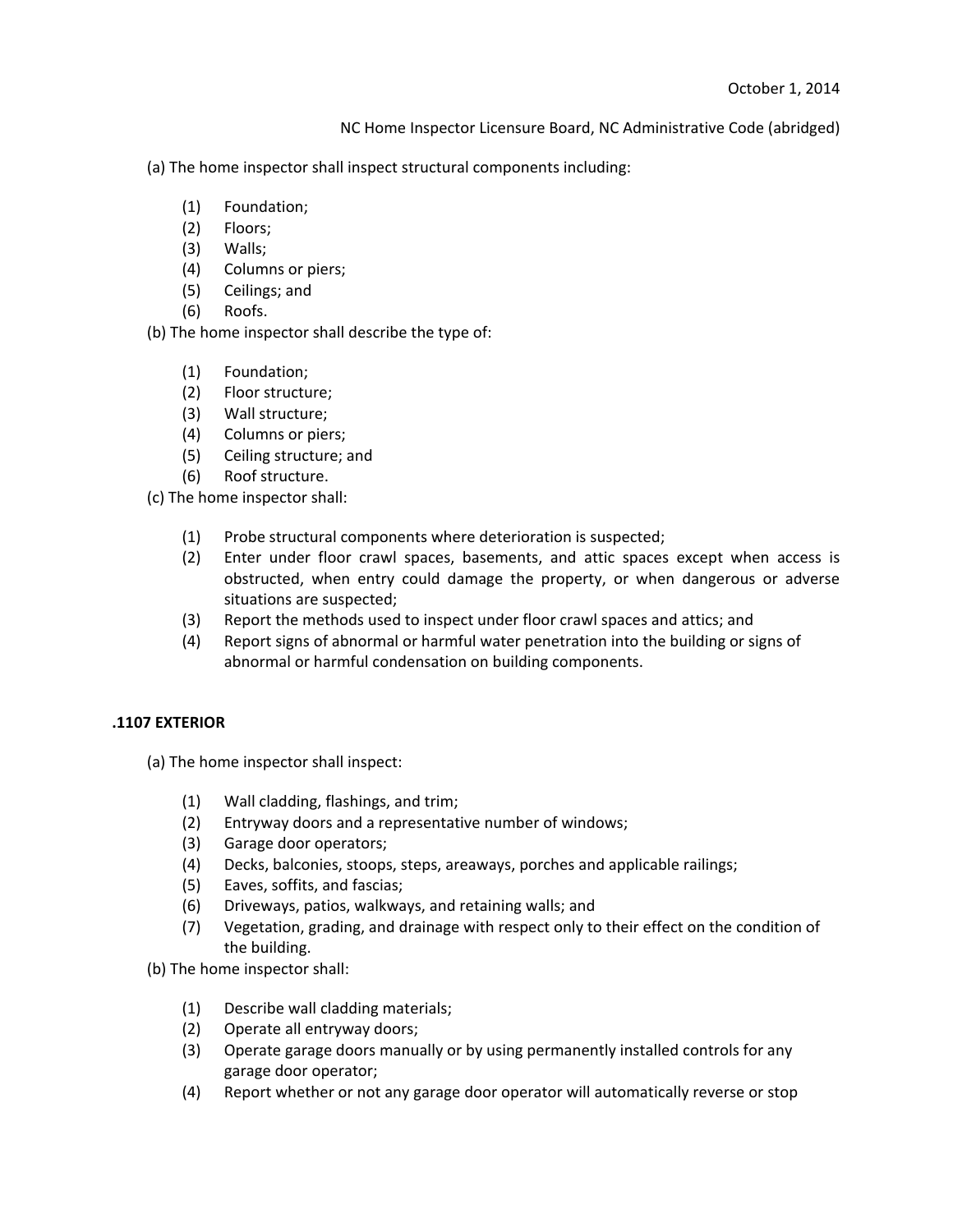(a) The home inspector shall inspect structural components including:

1. Foundation;
2. Floors;
3. Walls;
4. Columns or piers;
5. Ceilings; and
6. Roofs.

(b) The home inspector shall describe the type of:

1. Foundation;
2. Floor structure;
3. Wall structure;
4. Columns or piers;
5. Ceiling structure; and
6. Roof structure.

(c) The home inspector shall:

1. Probe structural components where deterioration is suspected;
2. Enter under floor crawl spaces, basements, and attic spaces except when access is obstructed, when entry could damage the property, or when dangerous or adverse situations are suspected;
3. Report the methods used to inspect under floor crawl spaces and attics; and
4. Report signs of abnormal or harmful water penetration into the building or signs of abnormal or harmful condensation on building components.

### .1107 EXTERIOR

(a) The home inspector shall inspect:

1. Wall cladding, flashings, and trim;
2. Entryway doors and a representative number of windows;
3. Garage door operators;
4. Decks, balconies, stoops, steps, areaways, porches and applicable railings;
5. Eaves, soffits, and fascias;
6. Driveways, patios, walkways, and retaining walls; and
7. Vegetation, grading, and drainage with respect only to their effect on the condition of the building.

(b) The home inspector shall:

1. Describe wall cladding materials;
2. Operate all entryway doors;
3. Operate garage doors manually or by using permanently installed controls for any garage door operator;
4. Report whether or not any garage door operator will automatically reverse or stop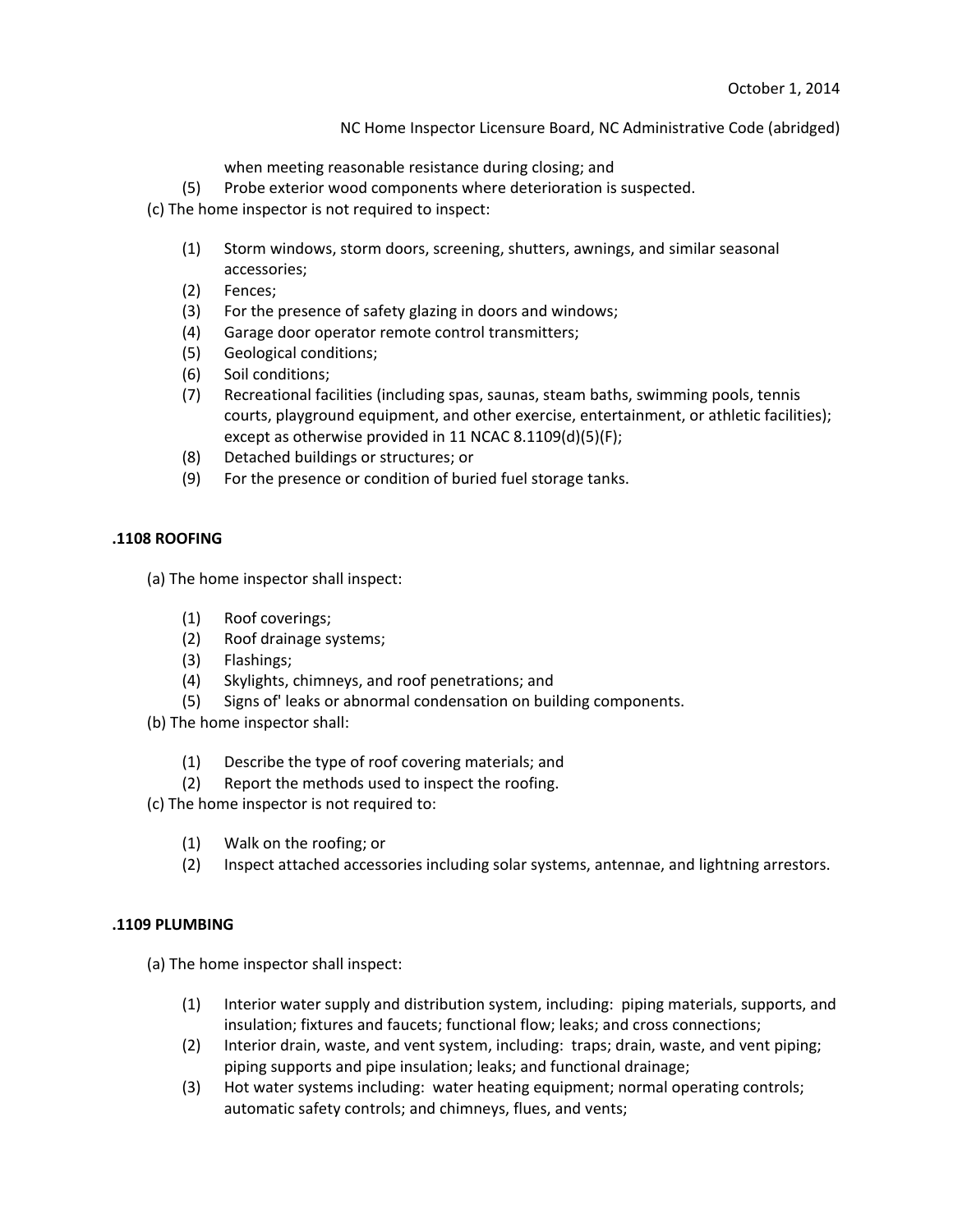when meeting reasonable resistance during closing; and

(5) Probe exterior wood components where deterioration is suspected.

(c) The home inspector is not required to inspect:

(1) Storm windows, storm doors, screening, shutters, awnings, and similar seasonal accessories;
(2) Fences;
(3) For the presence of safety glazing in doors and windows;
(4) Garage door operator remote control transmitters;
(5) Geological conditions;
(6) Soil conditions;
(7) Recreational facilities (including spas, saunas, steam baths, swimming pools, tennis courts, playground equipment, and other exercise, entertainment, or athletic facilities); except as otherwise provided in 11 NCAC 8.1109(d)(5)(F);
(8) Detached buildings or structures; or
(9) For the presence or condition of buried fuel storage tanks.

### .1108 ROOFING

(a) The home inspector shall inspect:

(1) Roof coverings;
(2) Roof drainage systems;
(3) Flashings;
(4) Skylights, chimneys, and roof penetrations; and
(5) Signs of' leaks or abnormal condensation on building components.

(b) The home inspector shall:

(1) Describe the type of roof covering materials; and
(2) Report the methods used to inspect the roofing.

(c) The home inspector is not required to:

(1) Walk on the roofing; or
(2) Inspect attached accessories including solar systems, antennae, and lightning arrestors.

### .1109 PLUMBING

(a) The home inspector shall inspect:

(1) Interior water supply and distribution system, including: piping materials, supports, and insulation; fixtures and faucets; functional flow; leaks; and cross connections;
(2) Interior drain, waste, and vent system, including: traps; drain, waste, and vent piping; piping supports and pipe insulation; leaks; and functional drainage;
(3) Hot water systems including: water heating equipment; normal operating controls; automatic safety controls; and chimneys, flues, and vents;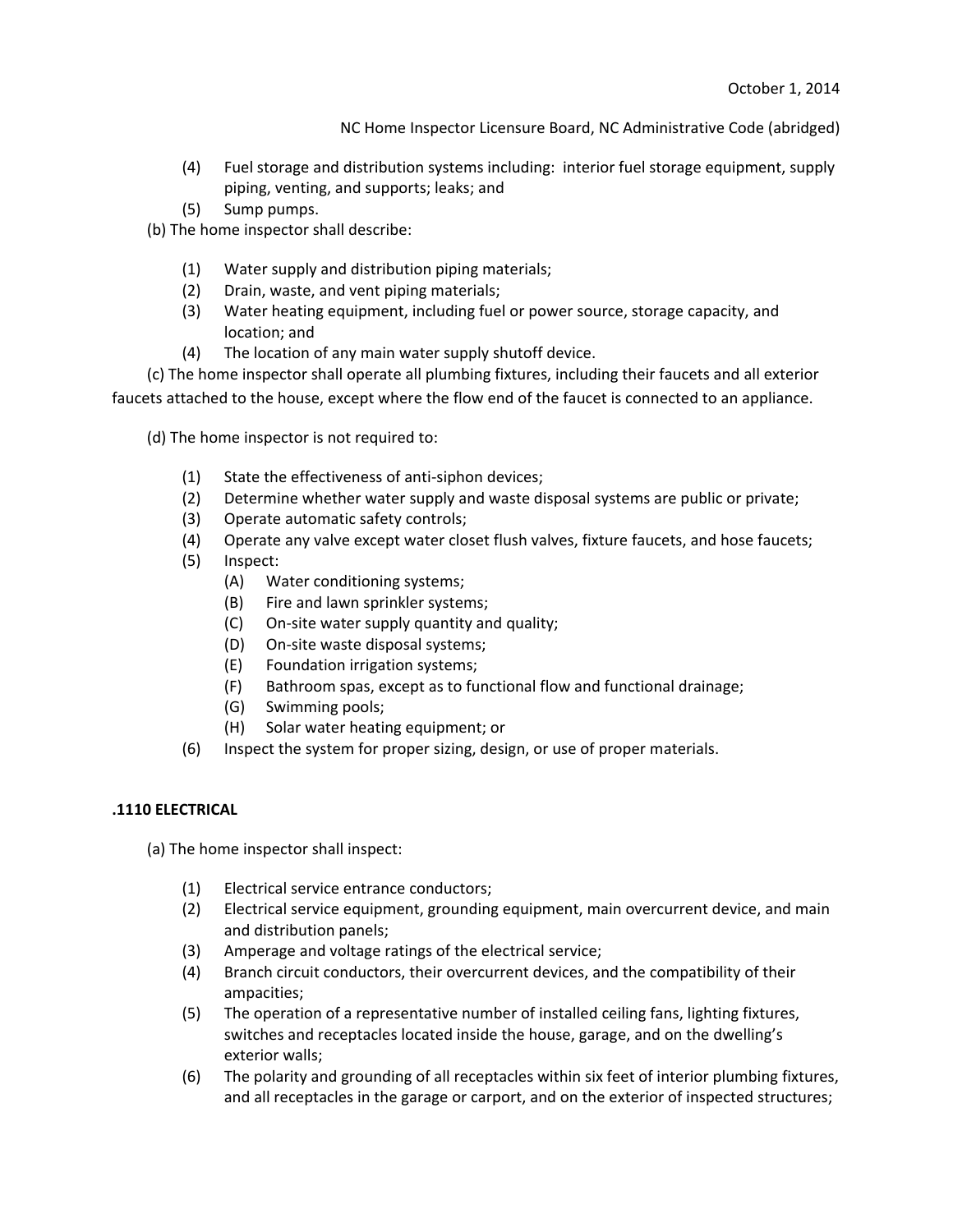(4) Fuel storage and distribution systems including: interior fuel storage equipment, supply piping, venting, and supports; leaks; and
(5) Sump pumps.

(b) The home inspector shall describe:

(1) Water supply and distribution piping materials;
(2) Drain, waste, and vent piping materials;
(3) Water heating equipment, including fuel or power source, storage capacity, and location; and
(4) The location of any main water supply shutoff device.

(c) The home inspector shall operate all plumbing fixtures, including their faucets and all exterior faucets attached to the house, except where the flow end of the faucet is connected to an appliance.

(d) The home inspector is not required to:

(1) State the effectiveness of anti-siphon devices;
(2) Determine whether water supply and waste disposal systems are public or private;
(3) Operate automatic safety controls;
(4) Operate any valve except water closet flush valves, fixture faucets, and hose faucets;
(5) Inspect:
   (A) Water conditioning systems;
   (B) Fire and lawn sprinkler systems;
   (C) On-site water supply quantity and quality;
   (D) On-site waste disposal systems;
   (E) Foundation irrigation systems;
   (F) Bathroom spas, except as to functional flow and functional drainage;
   (G) Swimming pools;
   (H) Solar water heating equipment; or
(6) Inspect the system for proper sizing, design, or use of proper materials.

**.1110 ELECTRICAL**

(a) The home inspector shall inspect:

(1) Electrical service entrance conductors;
(2) Electrical service equipment, grounding equipment, main overcurrent device, and main and distribution panels;
(3) Amperage and voltage ratings of the electrical service;
(4) Branch circuit conductors, their overcurrent devices, and the compatibility of their ampacities;
(5) The operation of a representative number of installed ceiling fans, lighting fixtures, switches and receptacles located inside the house, garage, and on the dwelling's exterior walls;
(6) The polarity and grounding of all receptacles within six feet of interior plumbing fixtures, and all receptacles in the garage or carport, and on the exterior of inspected structures;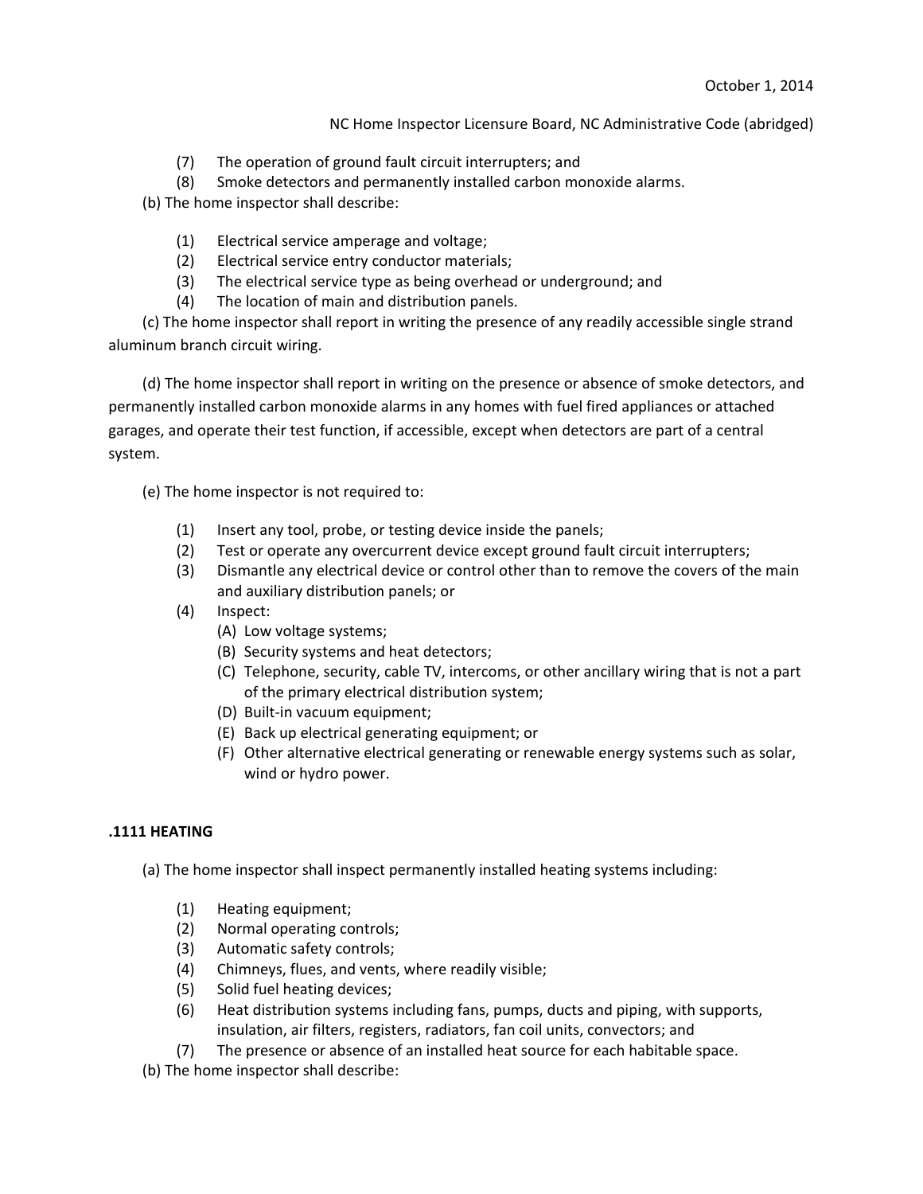(7) The operation of ground fault circuit interrupters; and

(8) Smoke detectors and permanently installed carbon monoxide alarms.

(b) The home inspector shall describe:

(1) Electrical service amperage and voltage;

(2) Electrical service entry conductor materials;

(3) The electrical service type as being overhead or underground; and

(4) The location of main and distribution panels.

(c) The home inspector shall report in writing the presence of any readily accessible single strand aluminum branch circuit wiring.

(d) The home inspector shall report in writing on the presence or absence of smoke detectors, and permanently installed carbon monoxide alarms in any homes with fuel fired appliances or attached garages, and operate their test function, if accessible, except when detectors are part of a central system.

(e) The home inspector is not required to:

(1) Insert any tool, probe, or testing device inside the panels;

(2) Test or operate any overcurrent device except ground fault circuit interrupters;

(3) Dismantle any electrical device or control other than to remove the covers of the main and auxiliary distribution panels; or

(4) Inspect:
   - (A) Low voltage systems;
   - (B) Security systems and heat detectors;
   - (C) Telephone, security, cable TV, intercoms, or other ancillary wiring that is not a part of the primary electrical distribution system;
   - (D) Built-in vacuum equipment;
   - (E) Back up electrical generating equipment; or
   - (F) Other alternative electrical generating or renewable energy systems such as solar, wind or hydro power.

## .1111 HEATING

(a) The home inspector shall inspect permanently installed heating systems including:

(1) Heating equipment;

(2) Normal operating controls;

(3) Automatic safety controls;

(4) Chimneys, flues, and vents, where readily visible;

(5) Solid fuel heating devices;

(6) Heat distribution systems including fans, pumps, ducts and piping, with supports, insulation, air filters, registers, radiators, fan coil units, convectors; and

(7) The presence or absence of an installed heat source for each habitable space.

(b) The home inspector shall describe: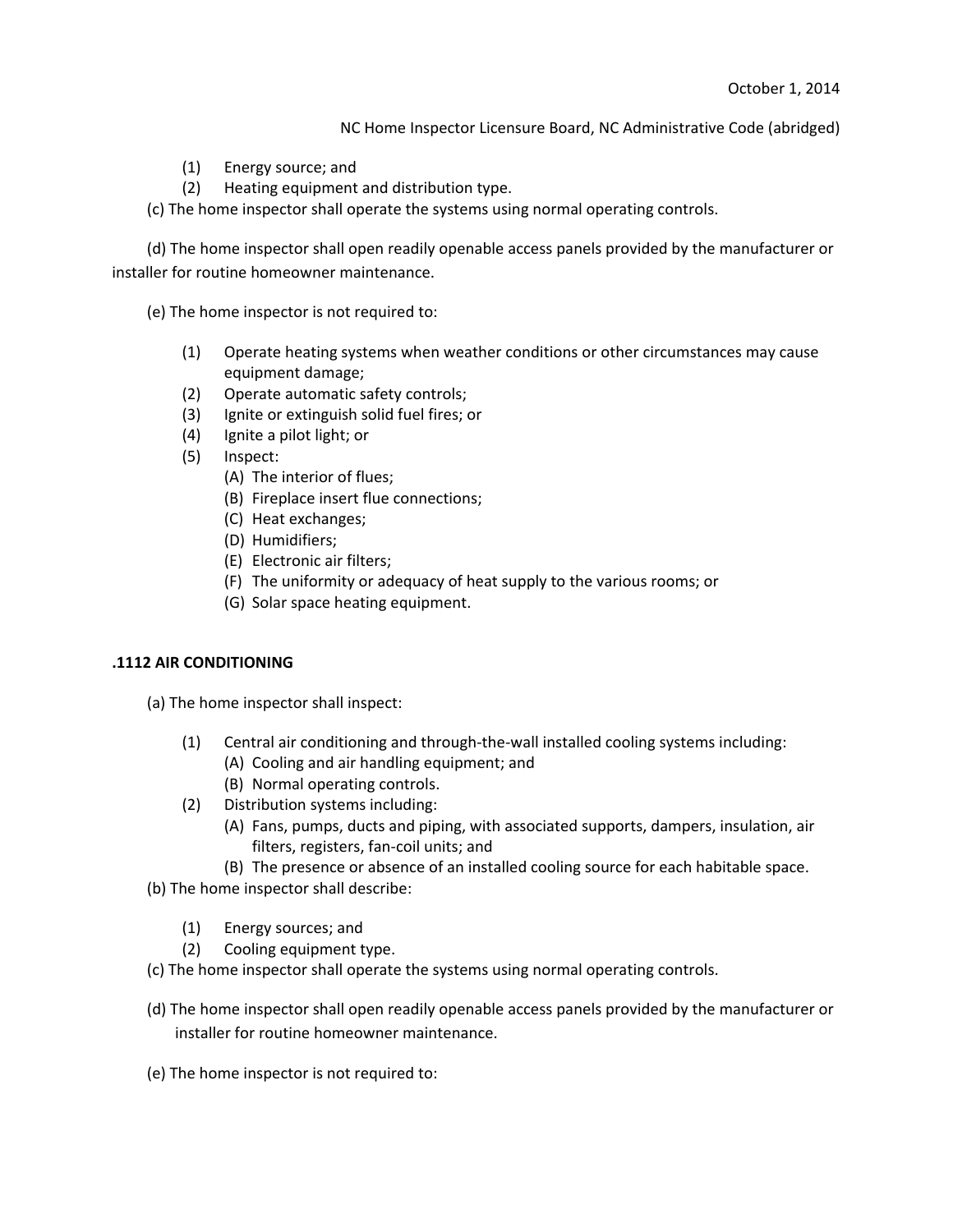(1) Energy source; and
(2) Heating equipment and distribution type.

(c) The home inspector shall operate the systems using normal operating controls.

(d) The home inspector shall open readily openable access panels provided by the manufacturer or installer for routine homeowner maintenance.

(e) The home inspector is not required to:

(1) Operate heating systems when weather conditions or other circumstances may cause equipment damage;
(2) Operate automatic safety controls;
(3) Ignite or extinguish solid fuel fires; or
(4) Ignite a pilot light; or
(5) Inspect:
  (A) The interior of flues;
  (B) Fireplace insert flue connections;
  (C) Heat exchanges;
  (D) Humidifiers;
  (E) Electronic air filters;
  (F) The uniformity or adequacy of heat supply to the various rooms; or
  (G) Solar space heating equipment.

**.1112 AIR CONDITIONING**

(a) The home inspector shall inspect:

(1) Central air conditioning and through-the-wall installed cooling systems including:
  (A) Cooling and air handling equipment; and
  (B) Normal operating controls.
(2) Distribution systems including:
  (A) Fans, pumps, ducts and piping, with associated supports, dampers, insulation, air filters, registers, fan-coil units; and
  (B) The presence or absence of an installed cooling source for each habitable space.

(b) The home inspector shall describe:

(1) Energy sources; and
(2) Cooling equipment type.

(c) The home inspector shall operate the systems using normal operating controls.

(d) The home inspector shall open readily openable access panels provided by the manufacturer or installer for routine homeowner maintenance.

(e) The home inspector is not required to: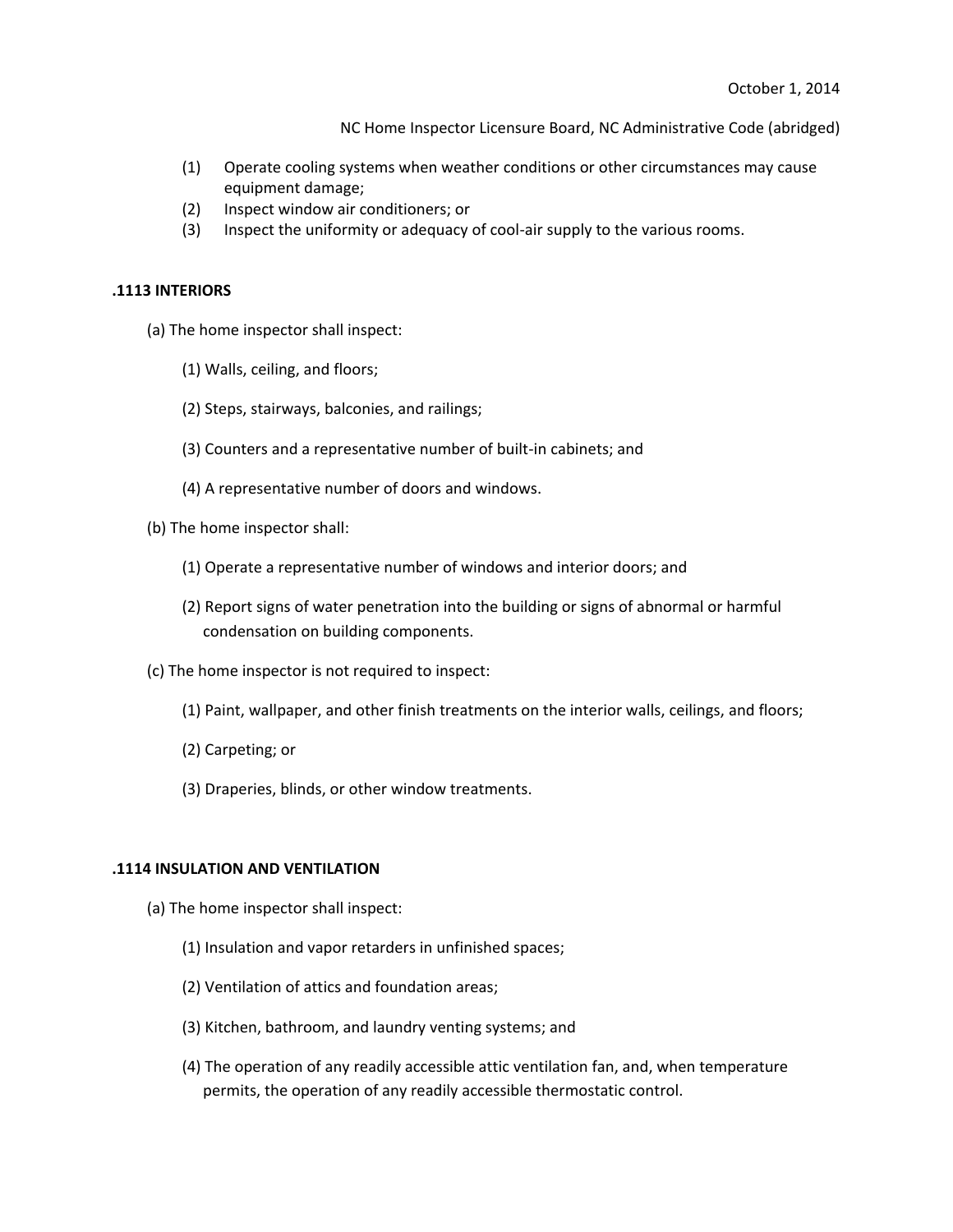(1) Operate cooling systems when weather conditions or other circumstances may cause equipment damage;
(2) Inspect window air conditioners; or
(3) Inspect the uniformity or adequacy of cool-air supply to the various rooms.

## .1113 INTERIORS

(a) The home inspector shall inspect:

(1) Walls, ceiling, and floors;

(2) Steps, stairways, balconies, and railings;

(3) Counters and a representative number of built-in cabinets; and

(4) A representative number of doors and windows.

(b) The home inspector shall:

(1) Operate a representative number of windows and interior doors; and

(2) Report signs of water penetration into the building or signs of abnormal or harmful condensation on building components.

(c) The home inspector is not required to inspect:

(1) Paint, wallpaper, and other finish treatments on the interior walls, ceilings, and floors;

(2) Carpeting; or

(3) Draperies, blinds, or other window treatments.

## .1114 INSULATION AND VENTILATION

(a) The home inspector shall inspect:

(1) Insulation and vapor retarders in unfinished spaces;

(2) Ventilation of attics and foundation areas;

(3) Kitchen, bathroom, and laundry venting systems; and

(4) The operation of any readily accessible attic ventilation fan, and, when temperature permits, the operation of any readily accessible thermostatic control.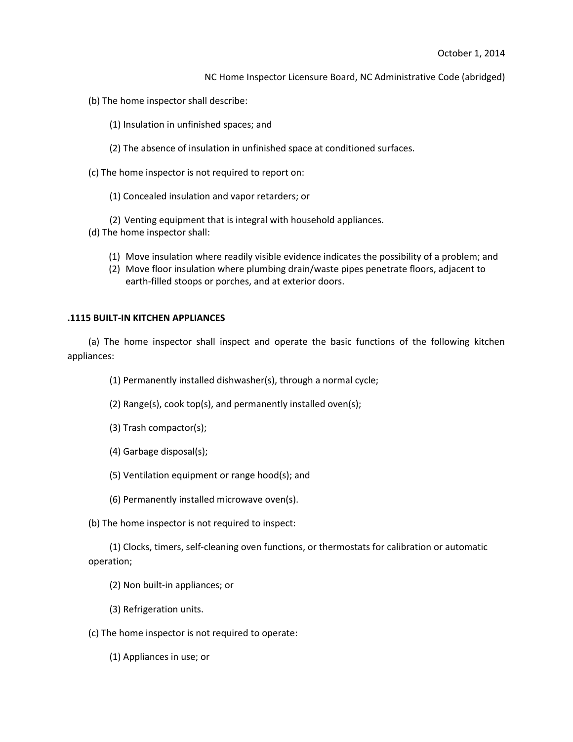(b) The home inspector shall describe:

(1) Insulation in unfinished spaces; and

(2) The absence of insulation in unfinished space at conditioned surfaces.

(c) The home inspector is not required to report on:

(1) Concealed insulation and vapor retarders; or

(2) Venting equipment that is integral with household appliances.

(d) The home inspector shall:

(1) Move insulation where readily visible evidence indicates the possibility of a problem; and
(2) Move floor insulation where plumbing drain/waste pipes penetrate floors, adjacent to earth-filled stoops or porches, and at exterior doors.

**.1115 BUILT-IN KITCHEN APPLIANCES**

(a) The home inspector shall inspect and operate the basic functions of the following kitchen appliances:

(1) Permanently installed dishwasher(s), through a normal cycle;

(2) Range(s), cook top(s), and permanently installed oven(s);

(3) Trash compactor(s);

(4) Garbage disposal(s);

(5) Ventilation equipment or range hood(s); and

(6) Permanently installed microwave oven(s).

(b) The home inspector is not required to inspect:

(1) Clocks, timers, self-cleaning oven functions, or thermostats for calibration or automatic operation;

(2) Non built-in appliances; or

(3) Refrigeration units.

(c) The home inspector is not required to operate:

(1) Appliances in use; or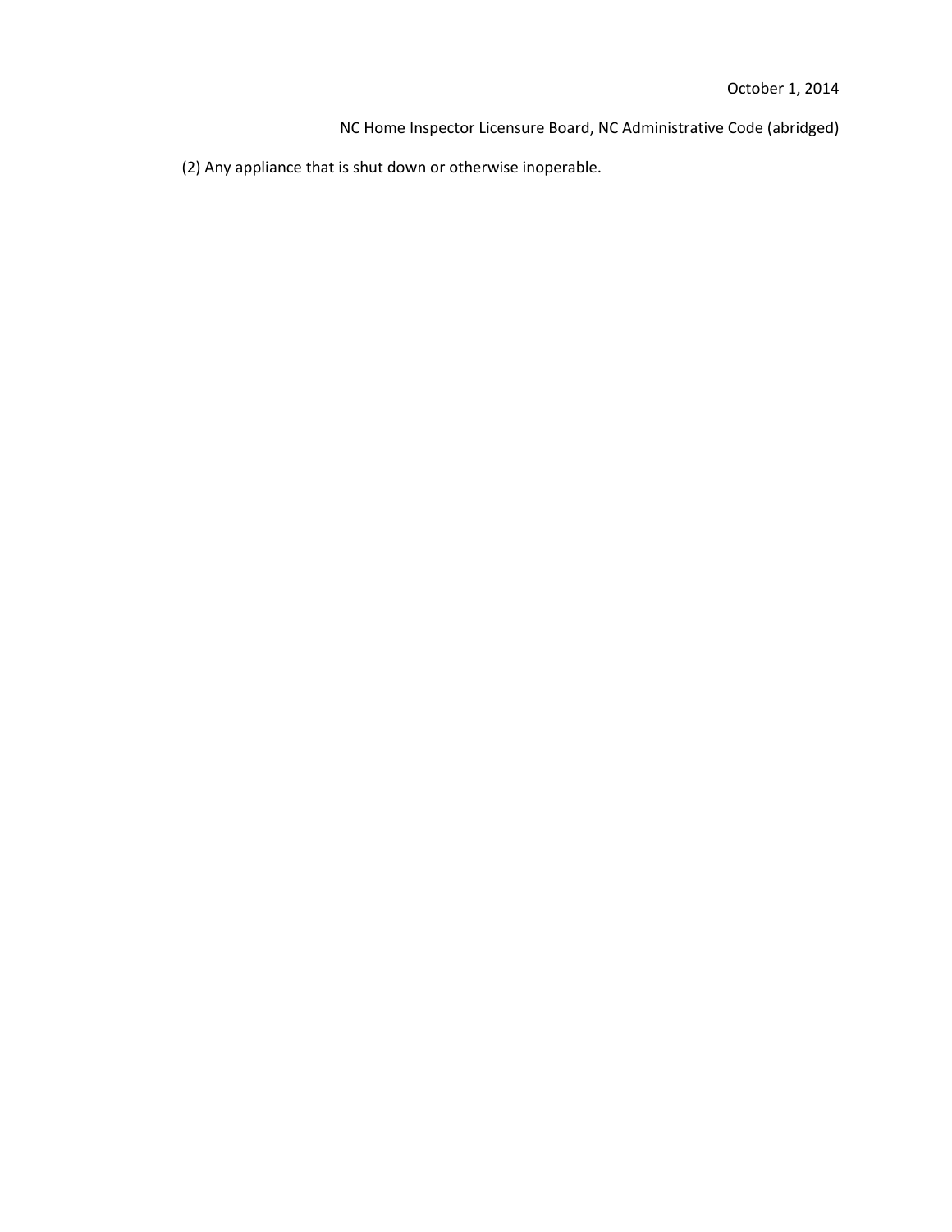(2) Any appliance that is shut down or otherwise inoperable.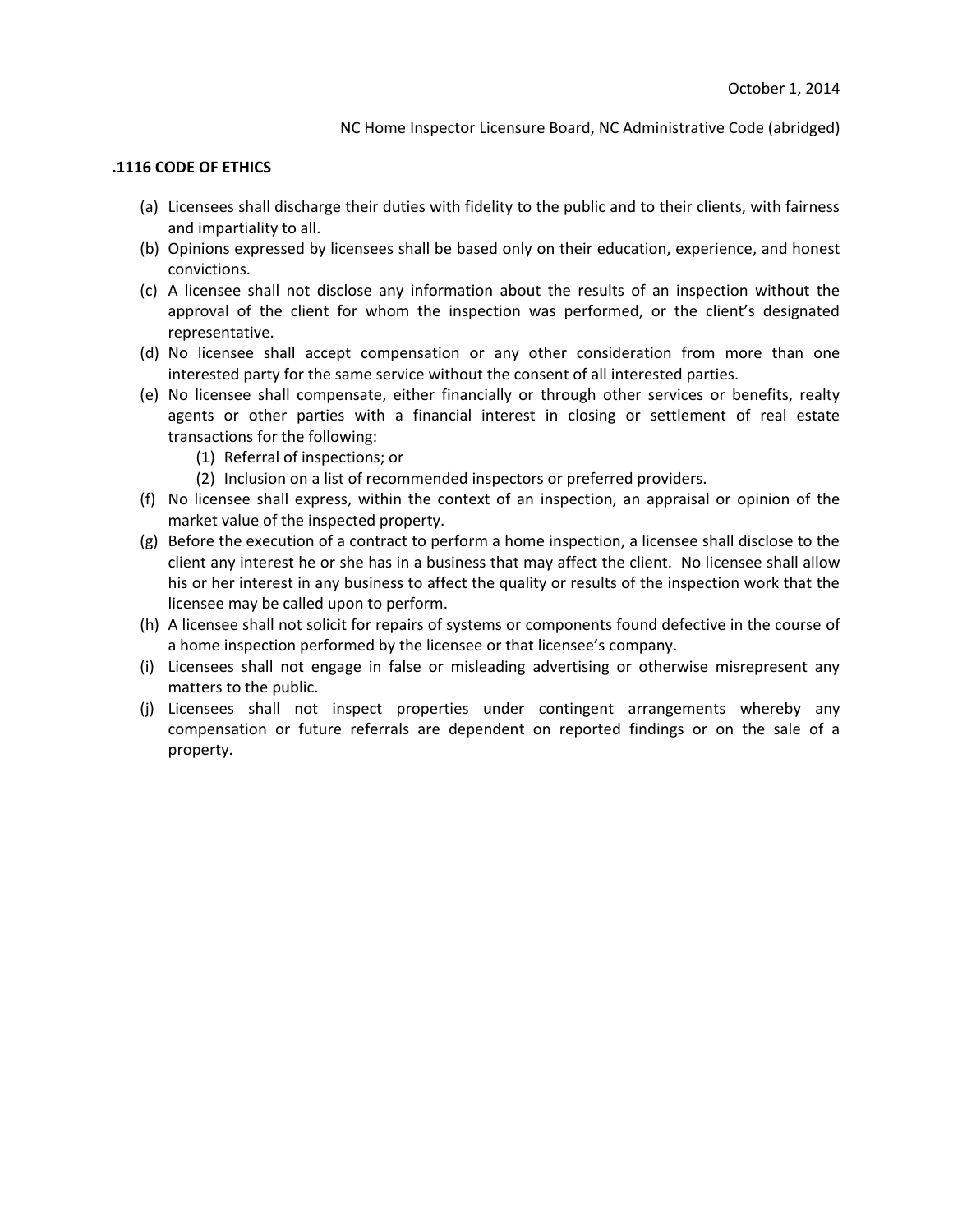October 1, 2014

NC Home Inspector Licensure Board, NC Administrative Code (abridged)

**.1116 CODE OF ETHICS**

(a) Licensees shall discharge their duties with fidelity to the public and to their clients, with fairness and impartiality to all.

(b) Opinions expressed by licensees shall be based only on their education, experience, and honest convictions.

(c) A licensee shall not disclose any information about the results of an inspection without the approval of the client for whom the inspection was performed, or the client's designated representative.

(d) No licensee shall accept compensation or any other consideration from more than one interested party for the same service without the consent of all interested parties.

(e) No licensee shall compensate, either financially or through other services or benefits, realty agents or other parties with a financial interest in closing or settlement of real estate transactions for the following:

  (1) Referral of inspections; or

  (2) Inclusion on a list of recommended inspectors or preferred providers.

(f) No licensee shall express, within the context of an inspection, an appraisal or opinion of the market value of the inspected property.

(g) Before the execution of a contract to perform a home inspection, a licensee shall disclose to the client any interest he or she has in a business that may affect the client. No licensee shall allow his or her interest in any business to affect the quality or results of the inspection work that the licensee may be called upon to perform.

(h) A licensee shall not solicit for repairs of systems or components found defective in the course of a home inspection performed by the licensee or that licensee's company.

(i) Licensees shall not engage in false or misleading advertising or otherwise misrepresent any matters to the public.

(j) Licensees shall not inspect properties under contingent arrangements whereby any compensation or future referrals are dependent on reported findings or on the sale of a property.